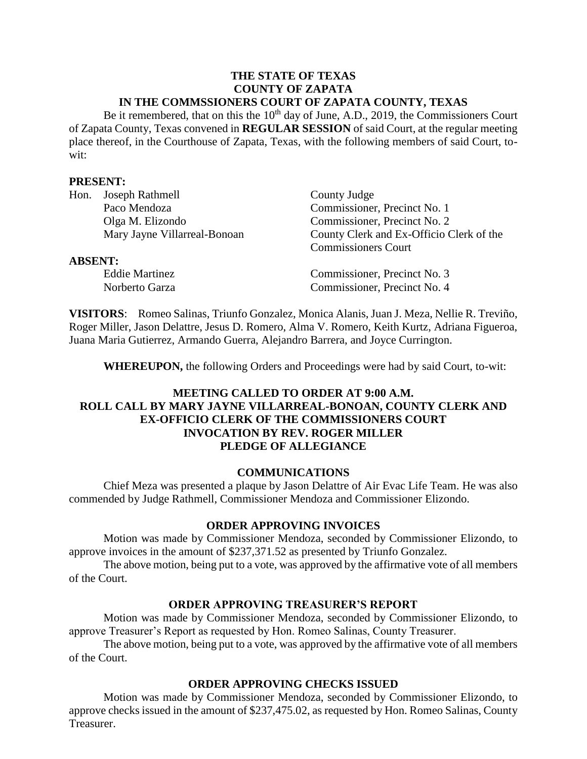**THE STATE OF TEXAS**
**COUNTY OF ZAPATA**
**IN THE COMMSSIONERS COURT OF ZAPATA COUNTY, TEXAS**

Be it remembered, that on this the 10th day of June, A.D., 2019, the Commissioners Court of Zapata County, Texas convened in **REGULAR SESSION** of said Court, at the regular meeting place thereof, in the Courthouse of Zapata, Texas, with the following members of said Court, to-wit:

**PRESENT:**

| | | |
|---|---|---|
| Hon. | Joseph Rathmell | County Judge |
| | Paco Mendoza | Commissioner, Precinct No. 1 |
| | Olga M. Elizondo | Commissioner, Precinct No. 2 |
| | Mary Jayne Villarreal-Bonoan | County Clerk and Ex-Officio Clerk of the Commissioners Court |

**ABSENT:**

| | |
|---|---|
| Eddie Martinez | Commissioner, Precinct No. 3 |
| Norberto Garza | Commissioner, Precinct No. 4 |

**VISITORS**: Romeo Salinas, Triunfo Gonzalez, Monica Alanis, Juan J. Meza, Nellie R. Treviño, Roger Miller, Jason Delattre, Jesus D. Romero, Alma V. Romero, Keith Kurtz, Adriana Figueroa, Juana Maria Gutierrez, Armando Guerra, Alejandro Barrera, and Joyce Currington.

**WHEREUPON,** the following Orders and Proceedings were had by said Court, to-wit:

**MEETING CALLED TO ORDER AT 9:00 A.M.**
**ROLL CALL BY MARY JAYNE VILLARREAL-BONOAN, COUNTY CLERK AND EX-OFFICIO CLERK OF THE COMMISSIONERS COURT**
**INVOCATION BY REV. ROGER MILLER**
**PLEDGE OF ALLEGIANCE**

## COMMUNICATIONS

Chief Meza was presented a plaque by Jason Delattre of Air Evac Life Team. He was also commended by Judge Rathmell, Commissioner Mendoza and Commissioner Elizondo.

## ORDER APPROVING INVOICES

Motion was made by Commissioner Mendoza, seconded by Commissioner Elizondo, to approve invoices in the amount of $237,371.52 as presented by Triunfo Gonzalez.

The above motion, being put to a vote, was approved by the affirmative vote of all members of the Court.

## ORDER APPROVING TREASURER'S REPORT

Motion was made by Commissioner Mendoza, seconded by Commissioner Elizondo, to approve Treasurer's Report as requested by Hon. Romeo Salinas, County Treasurer.

The above motion, being put to a vote, was approved by the affirmative vote of all members of the Court.

## ORDER APPROVING CHECKS ISSUED

Motion was made by Commissioner Mendoza, seconded by Commissioner Elizondo, to approve checks issued in the amount of $237,475.02, as requested by Hon. Romeo Salinas, County Treasurer.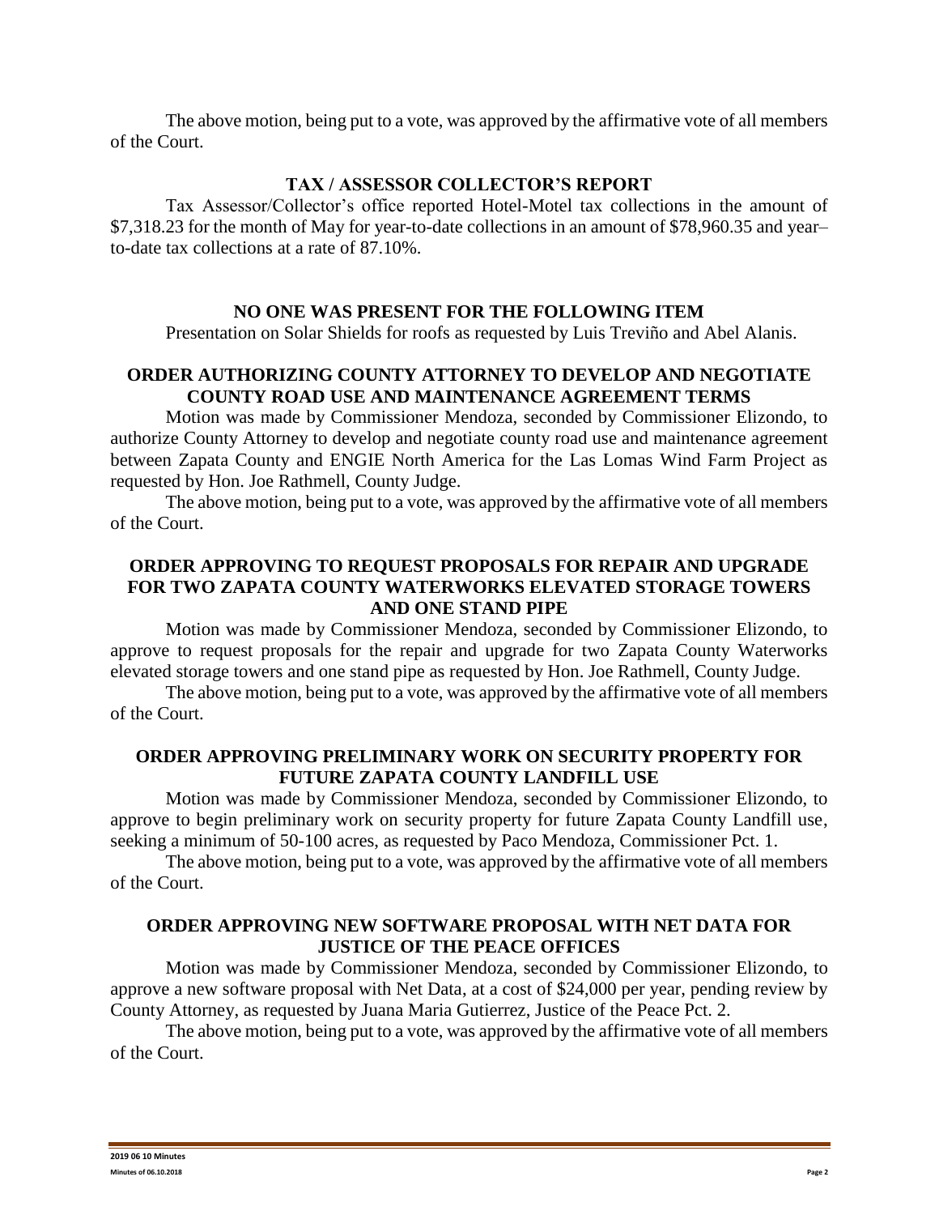The above motion, being put to a vote, was approved by the affirmative vote of all members of the Court.

## TAX / ASSESSOR COLLECTOR'S REPORT

Tax Assessor/Collector's office reported Hotel-Motel tax collections in the amount of $7,318.23 for the month of May for year-to-date collections in an amount of $78,960.35 and year–to-date tax collections at a rate of 87.10%.

## NO ONE WAS PRESENT FOR THE FOLLOWING ITEM

Presentation on Solar Shields for roofs as requested by Luis Treviño and Abel Alanis.

## ORDER AUTHORIZING COUNTY ATTORNEY TO DEVELOP AND NEGOTIATE COUNTY ROAD USE AND MAINTENANCE AGREEMENT TERMS

Motion was made by Commissioner Mendoza, seconded by Commissioner Elizondo, to authorize County Attorney to develop and negotiate county road use and maintenance agreement between Zapata County and ENGIE North America for the Las Lomas Wind Farm Project as requested by Hon. Joe Rathmell, County Judge.

The above motion, being put to a vote, was approved by the affirmative vote of all members of the Court.

## ORDER APPROVING TO REQUEST PROPOSALS FOR REPAIR AND UPGRADE FOR TWO ZAPATA COUNTY WATERWORKS ELEVATED STORAGE TOWERS AND ONE STAND PIPE

Motion was made by Commissioner Mendoza, seconded by Commissioner Elizondo, to approve to request proposals for the repair and upgrade for two Zapata County Waterworks elevated storage towers and one stand pipe as requested by Hon. Joe Rathmell, County Judge.

The above motion, being put to a vote, was approved by the affirmative vote of all members of the Court.

## ORDER APPROVING PRELIMINARY WORK ON SECURITY PROPERTY FOR FUTURE ZAPATA COUNTY LANDFILL USE

Motion was made by Commissioner Mendoza, seconded by Commissioner Elizondo, to approve to begin preliminary work on security property for future Zapata County Landfill use, seeking a minimum of 50-100 acres, as requested by Paco Mendoza, Commissioner Pct. 1.

The above motion, being put to a vote, was approved by the affirmative vote of all members of the Court.

## ORDER APPROVING NEW SOFTWARE PROPOSAL WITH NET DATA FOR JUSTICE OF THE PEACE OFFICES

Motion was made by Commissioner Mendoza, seconded by Commissioner Elizondo, to approve a new software proposal with Net Data, at a cost of $24,000 per year, pending review by County Attorney, as requested by Juana Maria Gutierrez, Justice of the Peace Pct. 2.

The above motion, being put to a vote, was approved by the affirmative vote of all members of the Court.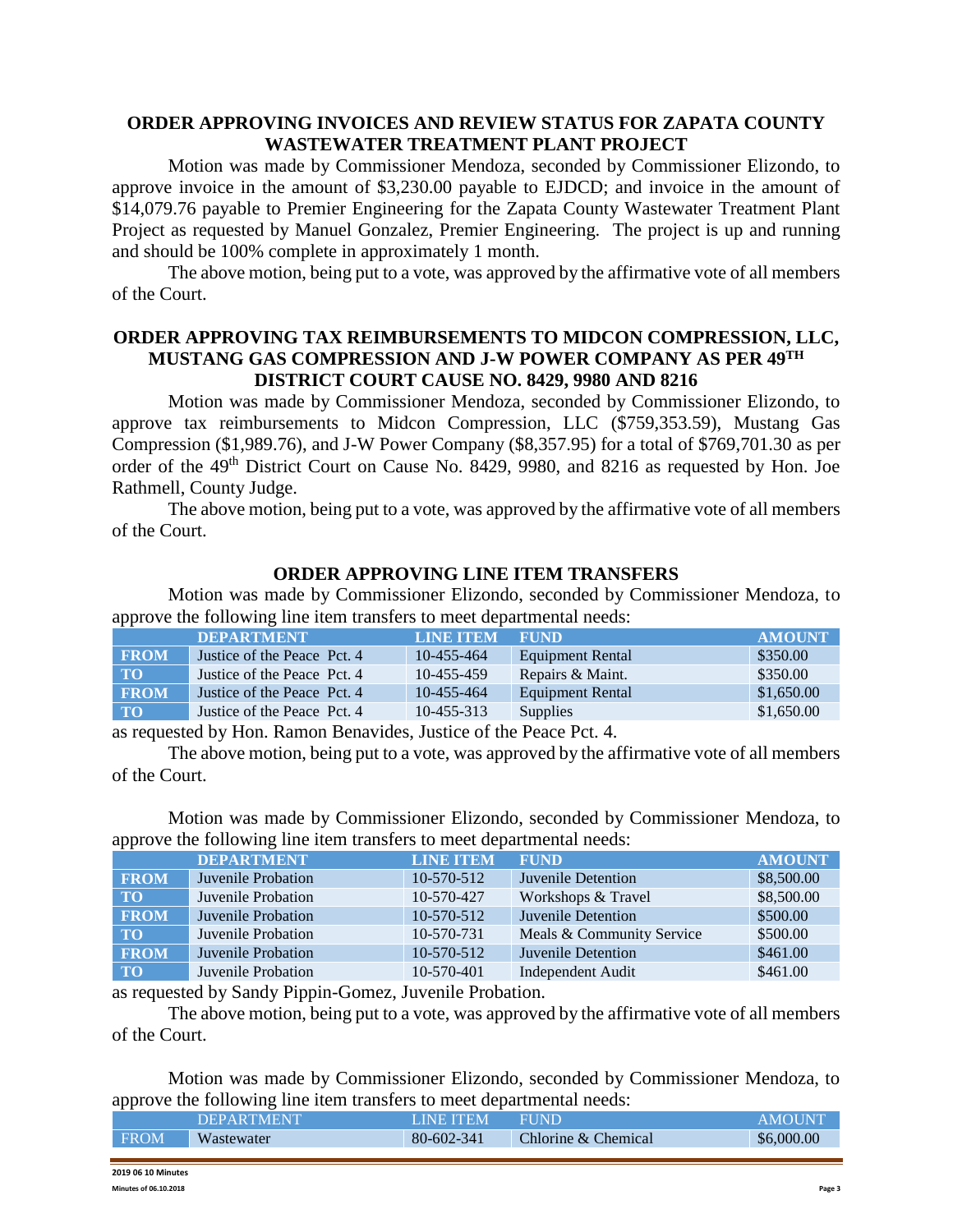## ORDER APPROVING INVOICES AND REVIEW STATUS FOR ZAPATA COUNTY WASTEWATER TREATMENT PLANT PROJECT

Motion was made by Commissioner Mendoza, seconded by Commissioner Elizondo, to approve invoice in the amount of $3,230.00 payable to EJDCD; and invoice in the amount of $14,079.76 payable to Premier Engineering for the Zapata County Wastewater Treatment Plant Project as requested by Manuel Gonzalez, Premier Engineering. The project is up and running and should be 100% complete in approximately 1 month.

The above motion, being put to a vote, was approved by the affirmative vote of all members of the Court.

## ORDER APPROVING TAX REIMBURSEMENTS TO MIDCON COMPRESSION, LLC, MUSTANG GAS COMPRESSION AND J-W POWER COMPANY AS PER 49TH DISTRICT COURT CAUSE NO. 8429, 9980 AND 8216

Motion was made by Commissioner Mendoza, seconded by Commissioner Elizondo, to approve tax reimbursements to Midcon Compression, LLC ($759,353.59), Mustang Gas Compression ($1,989.76), and J-W Power Company ($8,357.95) for a total of $769,701.30 as per order of the 49th District Court on Cause No. 8429, 9980, and 8216 as requested by Hon. Joe Rathmell, County Judge.

The above motion, being put to a vote, was approved by the affirmative vote of all members of the Court.

## ORDER APPROVING LINE ITEM TRANSFERS

Motion was made by Commissioner Elizondo, seconded by Commissioner Mendoza, to approve the following line item transfers to meet departmental needs:

| | DEPARTMENT | LINE ITEM | FUND | AMOUNT |
|---|---|---|---|---|
| FROM | Justice of the Peace Pct. 4 | 10-455-464 | Equipment Rental | $350.00 |
| TO | Justice of the Peace Pct. 4 | 10-455-459 | Repairs & Maint. | $350.00 |
| FROM | Justice of the Peace Pct. 4 | 10-455-464 | Equipment Rental | $1,650.00 |
| TO | Justice of the Peace Pct. 4 | 10-455-313 | Supplies | $1,650.00 |

as requested by Hon. Ramon Benavides, Justice of the Peace Pct. 4.

The above motion, being put to a vote, was approved by the affirmative vote of all members of the Court.

Motion was made by Commissioner Elizondo, seconded by Commissioner Mendoza, to approve the following line item transfers to meet departmental needs:

| | DEPARTMENT | LINE ITEM | FUND | AMOUNT |
|---|---|---|---|---|
| FROM | Juvenile Probation | 10-570-512 | Juvenile Detention | $8,500.00 |
| TO | Juvenile Probation | 10-570-427 | Workshops & Travel | $8,500.00 |
| FROM | Juvenile Probation | 10-570-512 | Juvenile Detention | $500.00 |
| TO | Juvenile Probation | 10-570-731 | Meals & Community Service | $500.00 |
| FROM | Juvenile Probation | 10-570-512 | Juvenile Detention | $461.00 |
| TO | Juvenile Probation | 10-570-401 | Independent Audit | $461.00 |

as requested by Sandy Pippin-Gomez, Juvenile Probation.

The above motion, being put to a vote, was approved by the affirmative vote of all members of the Court.

Motion was made by Commissioner Elizondo, seconded by Commissioner Mendoza, to approve the following line item transfers to meet departmental needs:

| | DEPARTMENT | LINE ITEM | FUND | AMOUNT |
|---|---|---|---|---|
| FROM | Wastewater | 80-602-341 | Chlorine & Chemical | $6,000.00 |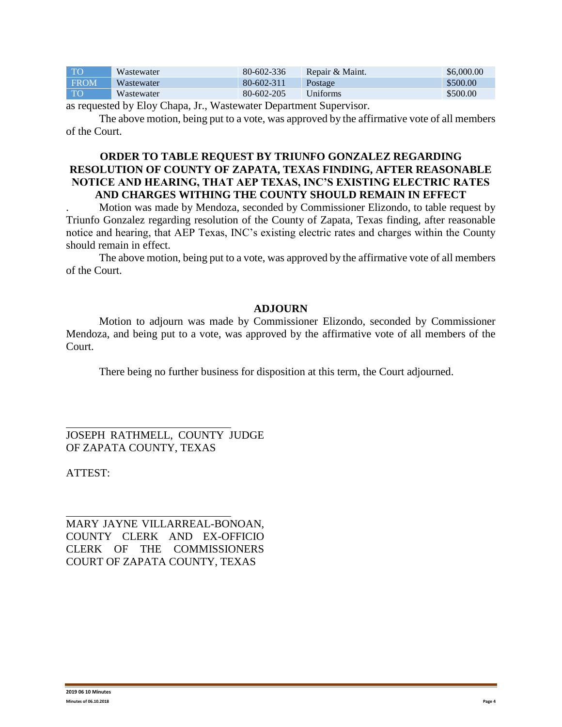| | | | | |
|---|---|---|---|---|
| TO | Wastewater | 80-602-336 | Repair & Maint. | $6,000.00 |
| FROM | Wastewater | 80-602-311 | Postage | $500.00 |
| TO | Wastewater | 80-602-205 | Uniforms | $500.00 |

as requested by Eloy Chapa, Jr., Wastewater Department Supervisor.

The above motion, being put to a vote, was approved by the affirmative vote of all members of the Court.

**ORDER TO TABLE REQUEST BY TRIUNFO GONZALEZ REGARDING RESOLUTION OF COUNTY OF ZAPATA, TEXAS FINDING, AFTER REASONABLE NOTICE AND HEARING, THAT AEP TEXAS, INC'S EXISTING ELECTRIC RATES AND CHARGES WITHING THE COUNTY SHOULD REMAIN IN EFFECT**

. Motion was made by Mendoza, seconded by Commissioner Elizondo, to table request by Triunfo Gonzalez regarding resolution of the County of Zapata, Texas finding, after reasonable notice and hearing, that AEP Texas, INC's existing electric rates and charges within the County should remain in effect.

The above motion, being put to a vote, was approved by the affirmative vote of all members of the Court.

**ADJOURN**

Motion to adjourn was made by Commissioner Elizondo, seconded by Commissioner Mendoza, and being put to a vote, was approved by the affirmative vote of all members of the Court.

There being no further business for disposition at this term, the Court adjourned.

\_\_\_\_\_\_\_\_\_\_\_\_\_\_\_\_\_\_\_\_\_\_\_\_\_\_\_\_\_\_

JOSEPH RATHMELL, COUNTY JUDGE
OF ZAPATA COUNTY, TEXAS

ATTEST:

\_\_\_\_\_\_\_\_\_\_\_\_\_\_\_\_\_\_\_\_\_\_\_\_\_\_\_\_\_\_

MARY JAYNE VILLARREAL-BONOAN,
COUNTY CLERK AND EX-OFFICIO
CLERK OF THE COMMISSIONERS
COURT OF ZAPATA COUNTY, TEXAS